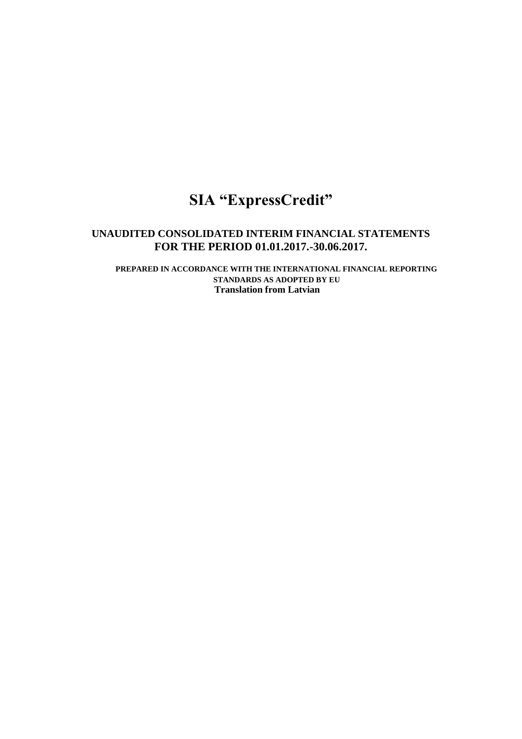# SIA "ExpressCredit"

## UNAUDITED CONSOLIDATED INTERIM FINANCIAL STATEMENTS FOR THE PERIOD 01.01.2017.-30.06.2017.

**PREPARED IN ACCORDANCE WITH THE INTERNATIONAL FINANCIAL REPORTING STANDARDS AS ADOPTED BY EU**

**Translation from Latvian**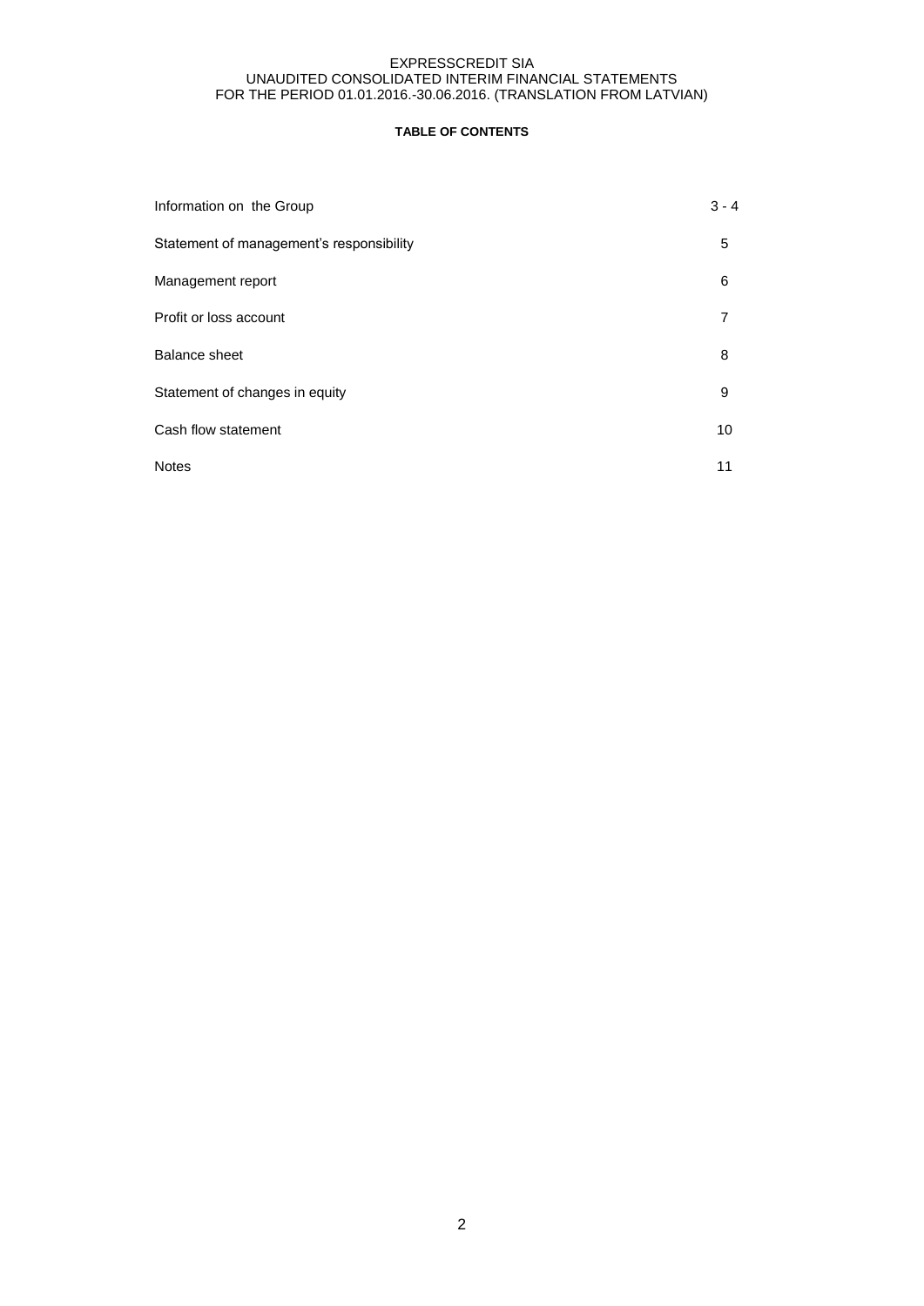**TABLE OF CONTENTS**

| | |
|---|---|
| Information on the Group | 3 - 4 |
| Statement of management's responsibility | 5 |
| Management report | 6 |
| Profit or loss account | 7 |
| Balance sheet | 8 |
| Statement of changes in equity | 9 |
| Cash flow statement | 10 |
| Notes | 11 |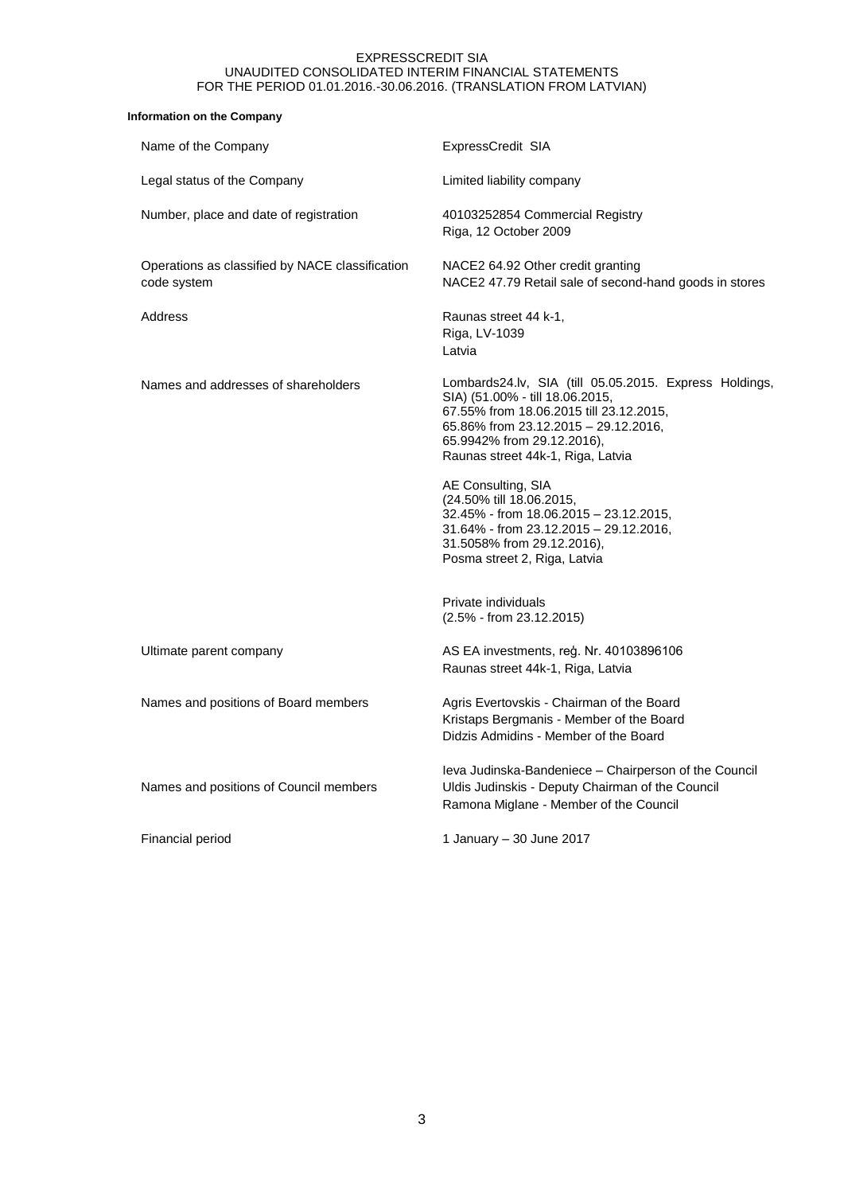**Information on the Company**

| | |
|---|---|
| Name of the Company | ExpressCredit SIA |
| Legal status of the Company | Limited liability company |
| Number, place and date of registration | 40103252854 Commercial Registry<br>Riga, 12 October 2009 |
| Operations as classified by NACE classification code system | NACE2 64.92 Other credit granting<br>NACE2 47.79 Retail sale of second-hand goods in stores |
| Address | Raunas street 44 k-1,<br>Riga, LV-1039<br>Latvia |
| Names and addresses of shareholders | Lombards24.lv, SIA (till 05.05.2015. Express Holdings, SIA) (51.00% - till 18.06.2015,<br>67.55% from 18.06.2015 till 23.12.2015,<br>65.86% from 23.12.2015 – 29.12.2016,<br>65.9942% from 29.12.2016),<br>Raunas street 44k-1, Riga, Latvia<br><br>AE Consulting, SIA<br>(24.50% till 18.06.2015,<br>32.45% - from 18.06.2015 – 23.12.2015,<br>31.64% - from 23.12.2015 – 29.12.2016,<br>31.5058% from 29.12.2016),<br>Posma street 2, Riga, Latvia<br><br>Private individuals<br>(2.5% - from 23.12.2015) |
| Ultimate parent company | AS EA investments, reģ. Nr. 40103896106<br>Raunas street 44k-1, Riga, Latvia |
| Names and positions of Board members | Agris Evertovskis - Chairman of the Board<br>Kristaps Bergmanis - Member of the Board<br>Didzis Admidins - Member of the Board |
| Names and positions of Council members | Ieva Judinska-Bandeniece – Chairperson of the Council<br>Uldis Judinskis - Deputy Chairman of the Council<br>Ramona Miglane - Member of the Council |
| Financial period | 1 January – 30 June 2017 |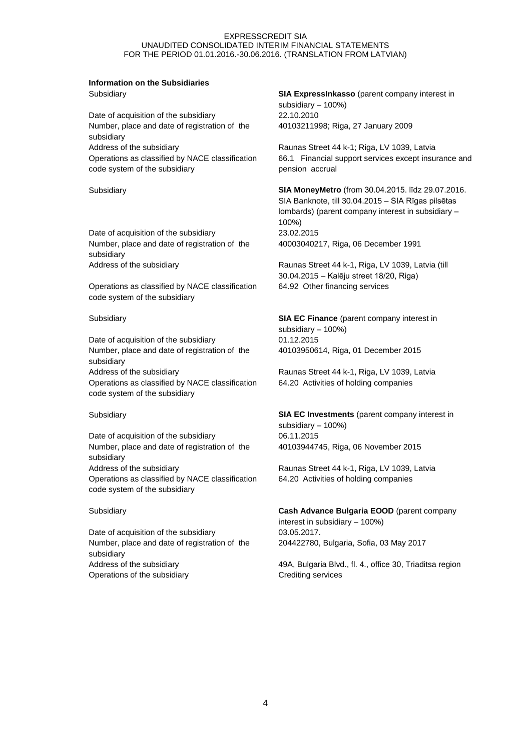**Information on the Subsidiaries**

| | |
|---|---|
| Subsidiary | **SIA ExpressInkasso** (parent company interest in subsidiary – 100%) |
| Date of acquisition of the subsidiary | 22.10.2010 |
| Number, place and date of registration of the subsidiary | 40103211998; Riga, 27 January 2009 |
| Address of the subsidiary | Raunas Street 44 k-1; Riga, LV 1039, Latvia |
| Operations as classified by NACE classification code system of the subsidiary | 66.1 Financial support services except insurance and pension accrual |
| | |
| Subsidiary | **SIA MoneyMetro** (from 30.04.2015. līdz 29.07.2016. SIA Banknote, till 30.04.2015 – SIA Rīgas pilsētas lombards) (parent company interest in subsidiary – 100%) |
| Date of acquisition of the subsidiary | 23.02.2015 |
| Number, place and date of registration of the subsidiary | 40003040217, Riga, 06 December 1991 |
| Address of the subsidiary | Raunas Street 44 k-1, Riga, LV 1039, Latvia (till 30.04.2015 – Kalēju street 18/20, Riga) |
| Operations as classified by NACE classification code system of the subsidiary | 64.92 Other financing services |
| | |
| Subsidiary | **SIA EC Finance** (parent company interest in subsidiary – 100%) |
| Date of acquisition of the subsidiary | 01.12.2015 |
| Number, place and date of registration of the subsidiary | 40103950614, Riga, 01 December 2015 |
| Address of the subsidiary | Raunas Street 44 k-1, Riga, LV 1039, Latvia |
| Operations as classified by NACE classification code system of the subsidiary | 64.20 Activities of holding companies |
| | |
| Subsidiary | **SIA EC Investments** (parent company interest in subsidiary – 100%) |
| Date of acquisition of the subsidiary | 06.11.2015 |
| Number, place and date of registration of the subsidiary | 40103944745, Riga, 06 November 2015 |
| Address of the subsidiary | Raunas Street 44 k-1, Riga, LV 1039, Latvia |
| Operations as classified by NACE classification code system of the subsidiary | 64.20 Activities of holding companies |
| | |
| Subsidiary | **Cash Advance Bulgaria EOOD** (parent company interest in subsidiary – 100%) |
| Date of acquisition of the subsidiary | 03.05.2017. |
| Number, place and date of registration of the subsidiary | 204422780, Bulgaria, Sofia, 03 May 2017 |
| Address of the subsidiary | 49A, Bulgaria Blvd., fl. 4., office 30, Triaditsa region |
| Operations of the subsidiary | Crediting services |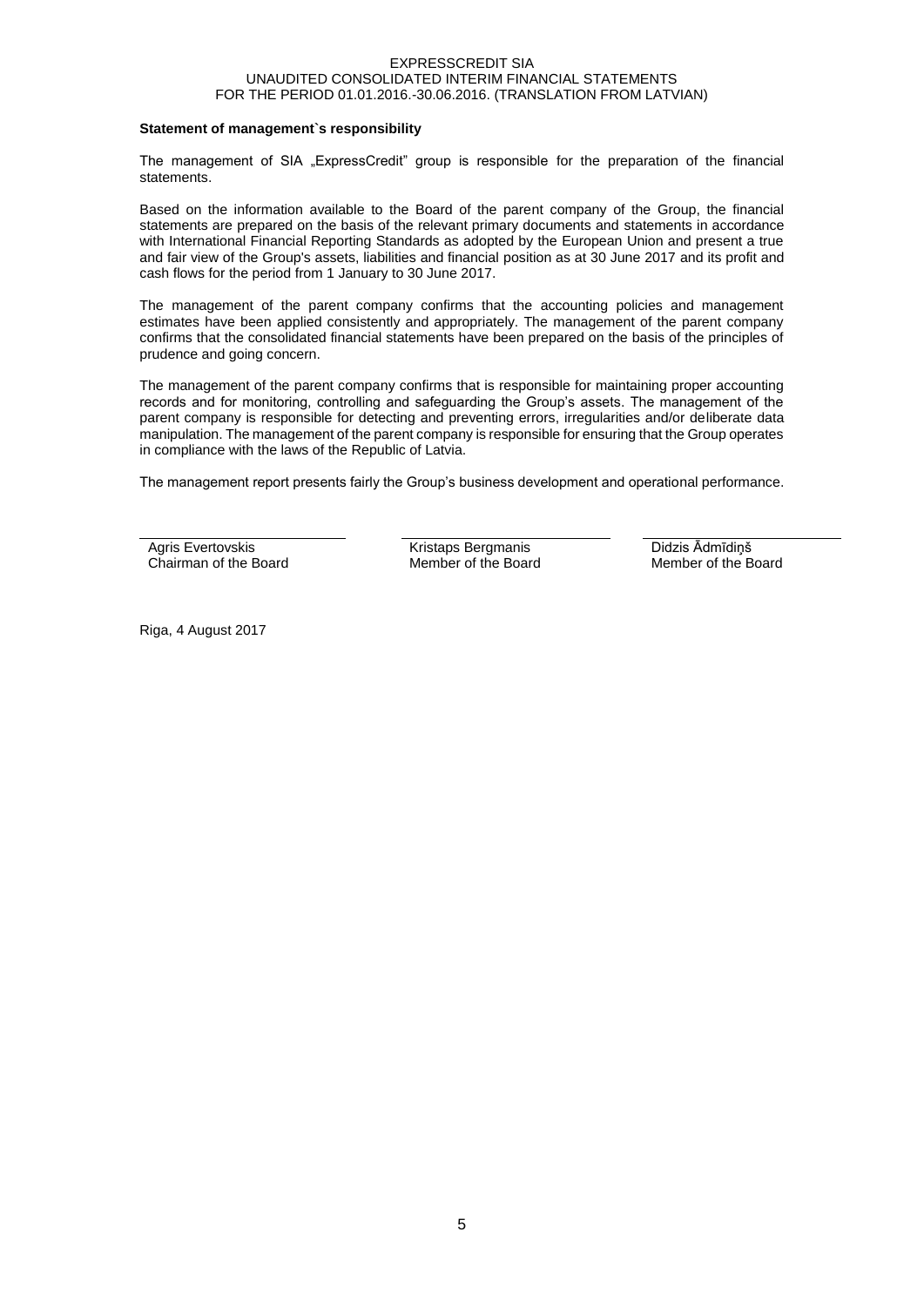**Statement of management`s responsibility**

The management of SIA „ExpressCredit" group is responsible for the preparation of the financial statements.

Based on the information available to the Board of the parent company of the Group, the financial statements are prepared on the basis of the relevant primary documents and statements in accordance with International Financial Reporting Standards as adopted by the European Union and present a true and fair view of the Group's assets, liabilities and financial position as at 30 June 2017 and its profit and cash flows for the period from 1 January to 30 June 2017.

The management of the parent company confirms that the accounting policies and management estimates have been applied consistently and appropriately. The management of the parent company confirms that the consolidated financial statements have been prepared on the basis of the principles of prudence and going concern.

The management of the parent company confirms that is responsible for maintaining proper accounting records and for monitoring, controlling and safeguarding the Group's assets. The management of the parent company is responsible for detecting and preventing errors, irregularities and/or deliberate data manipulation. The management of the parent company is responsible for ensuring that the Group operates in compliance with the laws of the Republic of Latvia.

The management report presents fairly the Group's business development and operational performance.

| Agris Evertovskis | Kristaps Bergmanis | Didzis Ādmīdiņš |
|---|---|---|
| Chairman of the Board | Member of the Board | Member of the Board |

Riga, 4 August 2017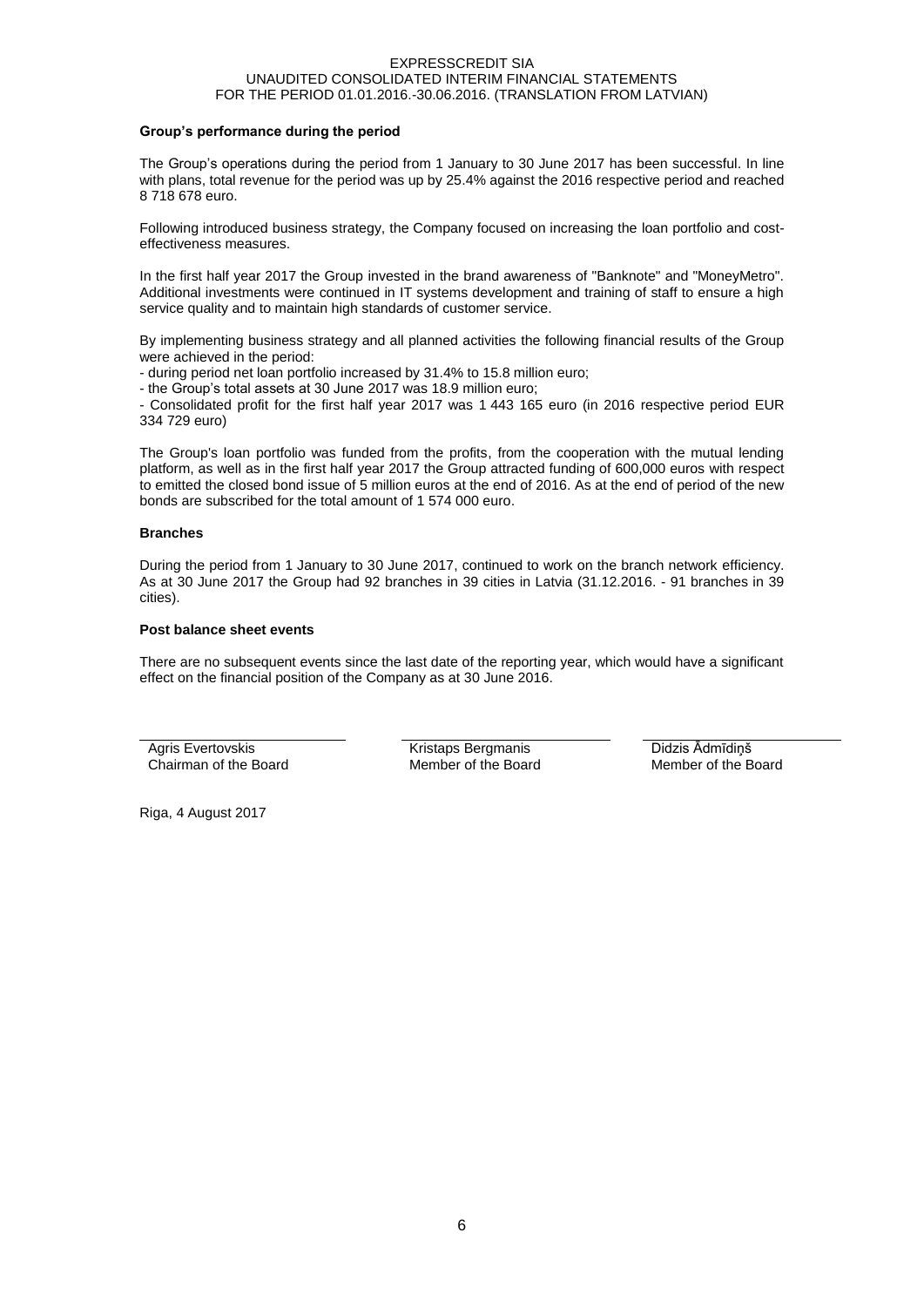**Group's performance during the period**

The Group's operations during the period from 1 January to 30 June 2017 has been successful. In line with plans, total revenue for the period was up by 25.4% against the 2016 respective period and reached 8 718 678 euro.

Following introduced business strategy, the Company focused on increasing the loan portfolio and cost-effectiveness measures.

In the first half year 2017 the Group invested in the brand awareness of "Banknote" and "MoneyMetro". Additional investments were continued in IT systems development and training of staff to ensure a high service quality and to maintain high standards of customer service.

By implementing business strategy and all planned activities the following financial results of the Group were achieved in the period:

- during period net loan portfolio increased by 31.4% to 15.8 million euro;
- the Group's total assets at 30 June 2017 was 18.9 million euro;
- Consolidated profit for the first half year 2017 was 1 443 165 euro (in 2016 respective period EUR 334 729 euro)

The Group's loan portfolio was funded from the profits, from the cooperation with the mutual lending platform, as well as in the first half year 2017 the Group attracted funding of 600,000 euros with respect to emitted the closed bond issue of 5 million euros at the end of 2016. As at the end of period of the new bonds are subscribed for the total amount of 1 574 000 euro.

**Branches**

During the period from 1 January to 30 June 2017, continued to work on the branch network efficiency. As at 30 June 2017 the Group had 92 branches in 39 cities in Latvia (31.12.2016. - 91 branches in 39 cities).

**Post balance sheet events**

There are no subsequent events since the last date of the reporting year, which would have a significant effect on the financial position of the Company as at 30 June 2016.

| Agris Evertovskis | Kristaps Bergmanis | Didzis Ādmīdiņš |
|---|---|---|
| Chairman of the Board | Member of the Board | Member of the Board |

Riga, 4 August 2017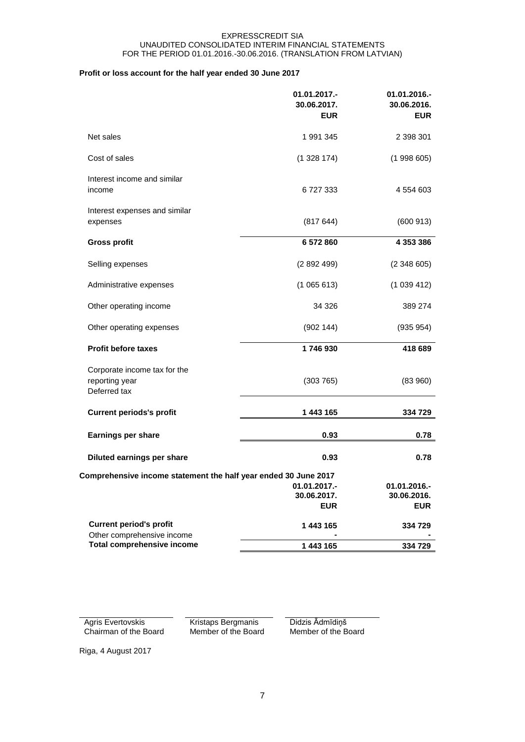**Profit or loss account for the half year ended 30 June 2017**

| | 01.01.2017.- 30.06.2017. EUR | 01.01.2016.- 30.06.2016. EUR |
|---|---|---|
| Net sales | 1 991 345 | 2 398 301 |
| Cost of sales | (1 328 174) | (1 998 605) |
| Interest income and similar income | 6 727 333 | 4 554 603 |
| Interest expenses and similar expenses | (817 644) | (600 913) |
| **Gross profit** | **6 572 860** | **4 353 386** |
| Selling expenses | (2 892 499) | (2 348 605) |
| Administrative expenses | (1 065 613) | (1 039 412) |
| Other operating income | 34 326 | 389 274 |
| Other operating expenses | (902 144) | (935 954) |
| **Profit before taxes** | **1 746 930** | **418 689** |
| Corporate income tax for the reporting year | (303 765) | (83 960) |
| Deferred tax | | |
| **Current periods's profit** | **1 443 165** | **334 729** |
| **Earnings per share** | **0.93** | **0.78** |
| **Diluted earnings per share** | **0.93** | **0.78** |

**Comprehensive income statement the half year ended 30 June 2017**

| | 01.01.2017.- 30.06.2017. EUR | 01.01.2016.- 30.06.2016. EUR |
|---|---|---|
| **Current period's profit** | **1 443 165** | **334 729** |
| Other comprehensive income | - | - |
| **Total comprehensive income** | **1 443 165** | **334 729** |

Agris Evertovskis
Chairman of the Board

Kristaps Bergmanis
Member of the Board

Didzis Ādmīdiņš
Member of the Board

Riga, 4 August 2017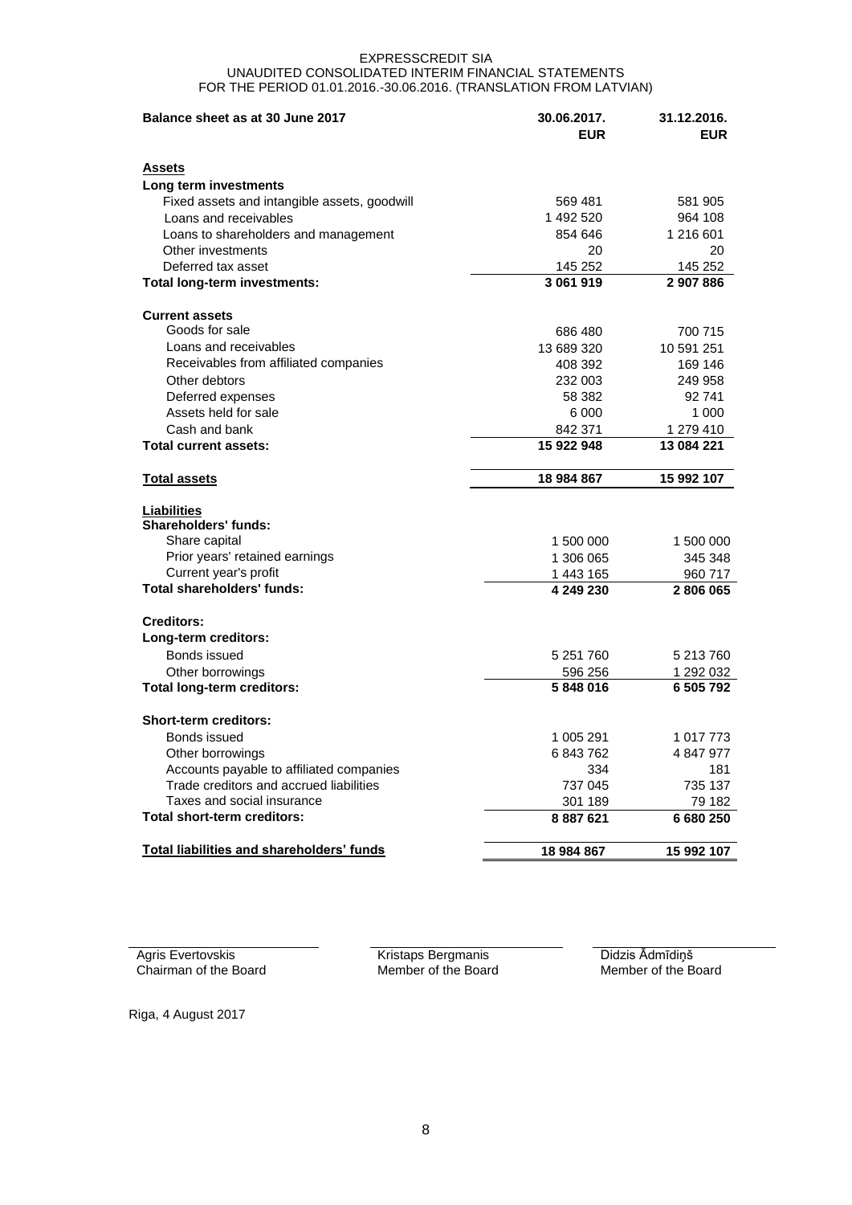EXPRESSCREDIT SIA
UNAUDITED CONSOLIDATED INTERIM FINANCIAL STATEMENTS
FOR THE PERIOD 01.01.2016.-30.06.2016. (TRANSLATION FROM LATVIAN)

| **Balance sheet as at 30 June 2017** | **30.06.2017. EUR** | **31.12.2016. EUR** |
|---|---|---|
| **Assets** | | |
| **Long term investments** | | |
| Fixed assets and intangible assets, goodwill | 569 481 | 581 905 |
| Loans and receivables | 1 492 520 | 964 108 |
| Loans to shareholders and management | 854 646 | 1 216 601 |
| Other investments | 20 | 20 |
| Deferred tax asset | 145 252 | 145 252 |
| **Total long-term investments:** | **3 061 919** | **2 907 886** |
| **Current assets** | | |
| Goods for sale | 686 480 | 700 715 |
| Loans and receivables | 13 689 320 | 10 591 251 |
| Receivables from affiliated companies | 408 392 | 169 146 |
| Other debtors | 232 003 | 249 958 |
| Deferred expenses | 58 382 | 92 741 |
| Assets held for sale | 6 000 | 1 000 |
| Cash and bank | 842 371 | 1 279 410 |
| **Total current assets:** | **15 922 948** | **13 084 221** |
| **Total assets** | **18 984 867** | **15 992 107** |
| **Liabilities** | | |
| **Shareholders' funds:** | | |
| Share capital | 1 500 000 | 1 500 000 |
| Prior years' retained earnings | 1 306 065 | 345 348 |
| Current year's profit | 1 443 165 | 960 717 |
| **Total shareholders' funds:** | **4 249 230** | **2 806 065** |
| **Creditors:** | | |
| **Long-term creditors:** | | |
| Bonds issued | 5 251 760 | 5 213 760 |
| Other borrowings | 596 256 | 1 292 032 |
| **Total long-term creditors:** | **5 848 016** | **6 505 792** |
| **Short-term creditors:** | | |
| Bonds issued | 1 005 291 | 1 017 773 |
| Other borrowings | 6 843 762 | 4 847 977 |
| Accounts payable to affiliated companies | 334 | 181 |
| Trade creditors and accrued liabilities | 737 045 | 735 137 |
| Taxes and social insurance | 301 189 | 79 182 |
| **Total short-term creditors:** | **8 887 621** | **6 680 250** |
| **Total liabilities and shareholders' funds** | **18 984 867** | **15 992 107** |

Agris Evertovskis
Chairman of the Board

Kristaps Bergmanis
Member of the Board

Didzis Ādmīdiņš
Member of the Board

Riga, 4 August 2017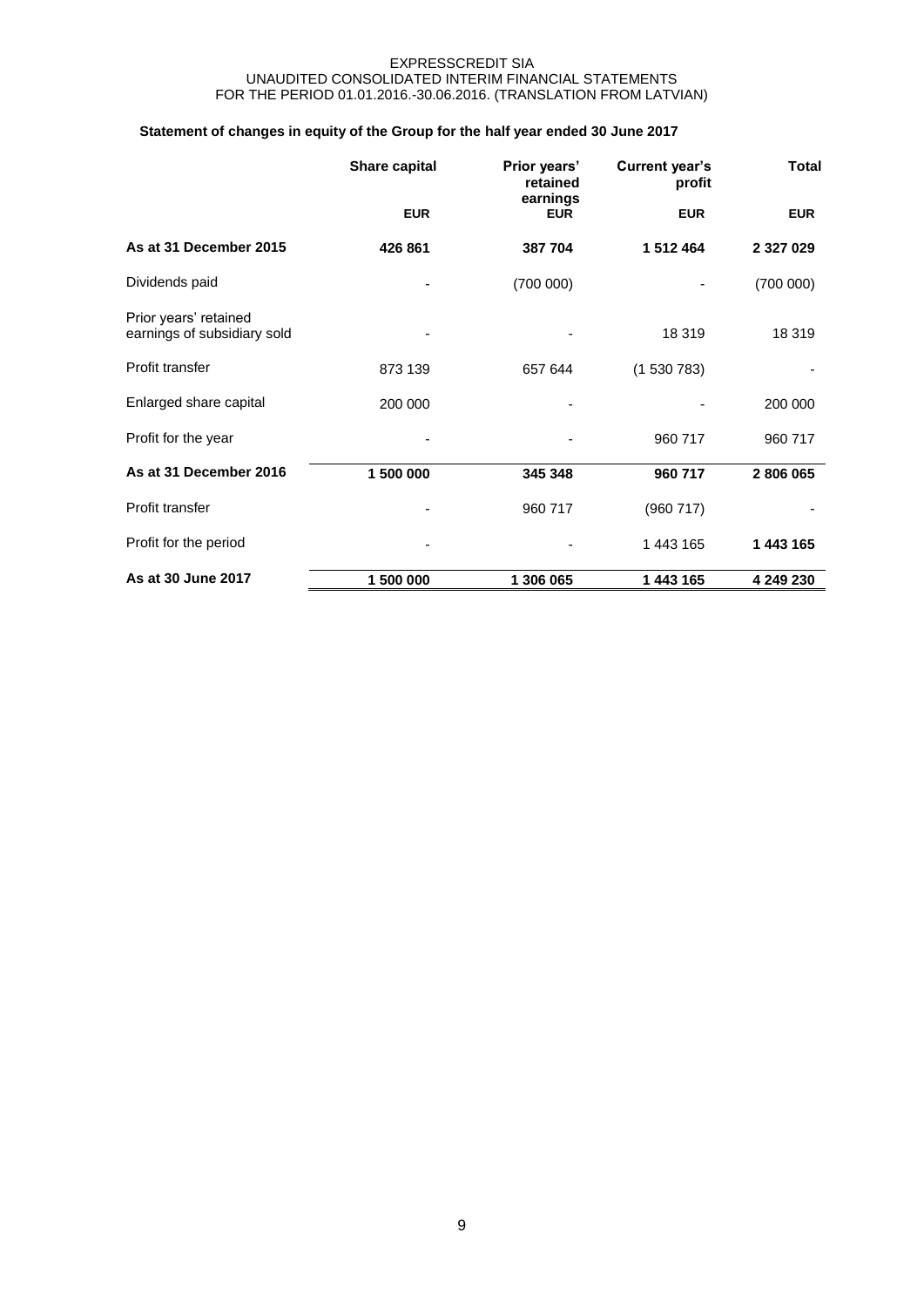## Statement of changes in equity of the Group for the half year ended 30 June 2017

| | Share capital | Prior years' retained earnings | Current year's profit | Total |
|---|---|---|---|---|
| | EUR | EUR | EUR | EUR |
| **As at 31 December 2015** | **426 861** | **387 704** | **1 512 464** | **2 327 029** |
| Dividends paid | - | (700 000) | - | (700 000) |
| Prior years' retained earnings of subsidiary sold | - | - | 18 319 | 18 319 |
| Profit transfer | 873 139 | 657 644 | (1 530 783) | - |
| Enlarged share capital | 200 000 | - | - | 200 000 |
| Profit for the year | - | - | 960 717 | 960 717 |
| **As at 31 December 2016** | **1 500 000** | **345 348** | **960 717** | **2 806 065** |
| Profit transfer | - | 960 717 | (960 717) | - |
| Profit for the period | - | - | 1 443 165 | **1 443 165** |
| **As at 30 June 2017** | **1 500 000** | **1 306 065** | **1 443 165** | **4 249 230** |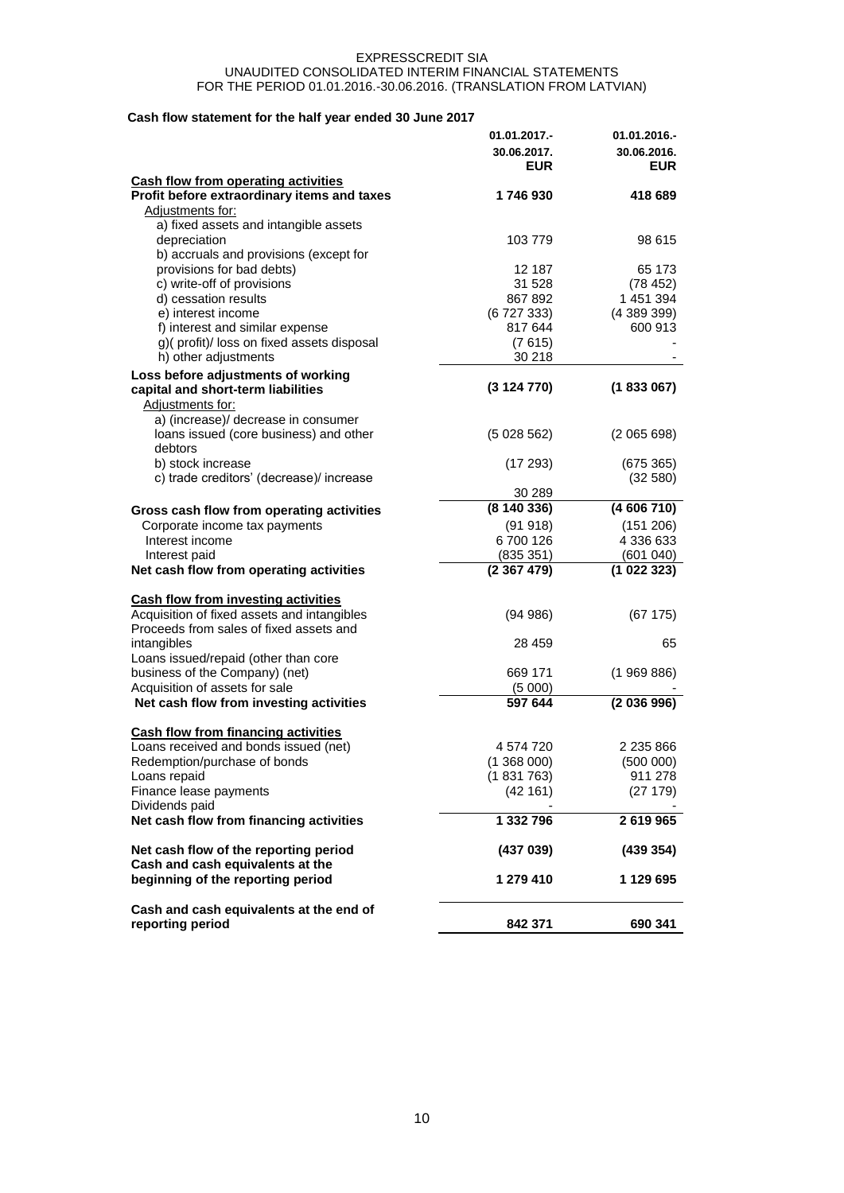EXPRESSCREDIT SIA
UNAUDITED CONSOLIDATED INTERIM FINANCIAL STATEMENTS
FOR THE PERIOD 01.01.2016.-30.06.2016. (TRANSLATION FROM LATVIAN)

**Cash flow statement for the half year ended 30 June 2017**

| | 01.01.2017.- 30.06.2017. EUR | 01.01.2016.- 30.06.2016. EUR |
|---|---|---|
| **Cash flow from operating activities** | | |
| **Profit before extraordinary items and taxes** | **1 746 930** | **418 689** |
| Adjustments for: | | |
| a) fixed assets and intangible assets depreciation | 103 779 | 98 615 |
| b) accruals and provisions (except for provisions for bad debts) | 12 187 | 65 173 |
| c) write-off of provisions | 31 528 | (78 452) |
| d) cessation results | 867 892 | 1 451 394 |
| e) interest income | (6 727 333) | (4 389 399) |
| f) interest and similar expense | 817 644 | 600 913 |
| g)( profit)/ loss on fixed assets disposal | (7 615) | - |
| h) other adjustments | 30 218 | - |
| **Loss before adjustments of working capital and short-term liabilities** | **(3 124 770)** | **(1 833 067)** |
| Adjustments for: | | |
| a) (increase)/ decrease in consumer loans issued (core business) and other debtors | (5 028 562) | (2 065 698) |
| b) stock increase | (17 293) | (675 365) |
| c) trade creditors' (decrease)/ increase | 30 289 | (32 580) |
| **Gross cash flow from operating activities** | **(8 140 336)** | **(4 606 710)** |
| Corporate income tax payments | (91 918) | (151 206) |
| Interest income | 6 700 126 | 4 336 633 |
| Interest paid | (835 351) | (601 040) |
| **Net cash flow from operating activities** | **(2 367 479)** | **(1 022 323)** |
| **Cash flow from investing activities** | | |
| Acquisition of fixed assets and intangibles | (94 986) | (67 175) |
| Proceeds from sales of fixed assets and intangibles | 28 459 | 65 |
| Loans issued/repaid (other than core business of the Company) (net) | 669 171 | (1 969 886) |
| Acquisition of assets for sale | (5 000) | - |
| **Net cash flow from investing activities** | **597 644** | **(2 036 996)** |
| **Cash flow from financing activities** | | |
| Loans received and bonds issued (net) | 4 574 720 | 2 235 866 |
| Redemption/purchase of bonds | (1 368 000) | (500 000) |
| Loans repaid | (1 831 763) | 911 278 |
| Finance lease payments | (42 161) | (27 179) |
| Dividends paid | - | - |
| **Net cash flow from financing activities** | **1 332 796** | **2 619 965** |
| **Net cash flow of the reporting period** | **(437 039)** | **(439 354)** |
| **Cash and cash equivalents at the beginning of the reporting period** | **1 279 410** | **1 129 695** |
| **Cash and cash equivalents at the end of reporting period** | **842 371** | **690 341** |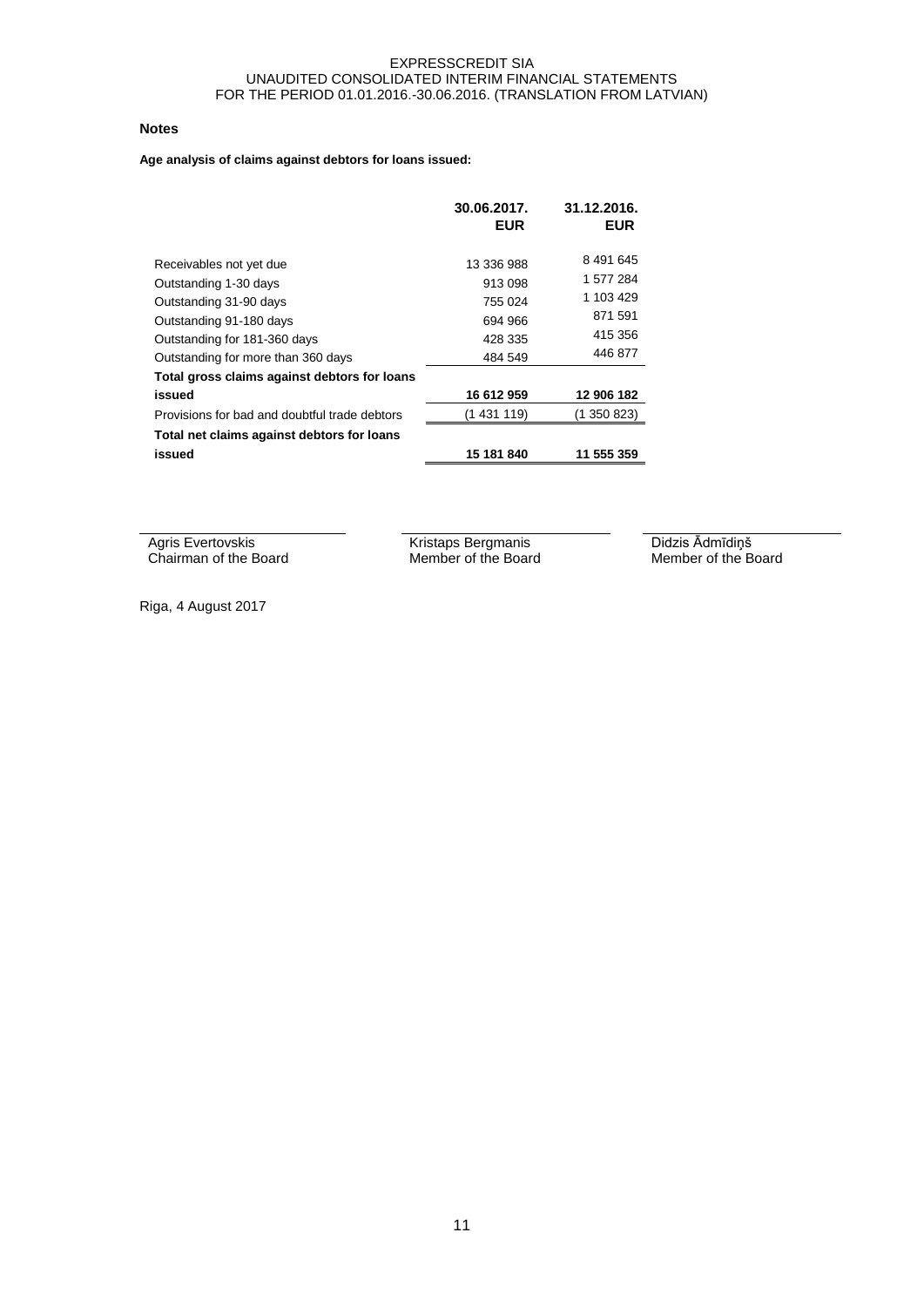## Notes

**Age analysis of claims against debtors for loans issued:**

| | 30.06.2017. EUR | 31.12.2016. EUR |
|---|---|---|
| Receivables not yet due | 13 336 988 | 8 491 645 |
| Outstanding 1-30 days | 913 098 | 1 577 284 |
| Outstanding 31-90 days | 755 024 | 1 103 429 |
| Outstanding 91-180 days | 694 966 | 871 591 |
| Outstanding for 181-360 days | 428 335 | 415 356 |
| Outstanding for more than 360 days | 484 549 | 446 877 |
| **Total gross claims against debtors for loans issued** | **16 612 959** | **12 906 182** |
| Provisions for bad and doubtful trade debtors | (1 431 119) | (1 350 823) |
| **Total net claims against debtors for loans issued** | **15 181 840** | **11 555 359** |

Agris Evertovskis
Chairman of the Board

Kristaps Bergmanis
Member of the Board

Didzis Ādmīdiņš
Member of the Board

Riga, 4 August 2017